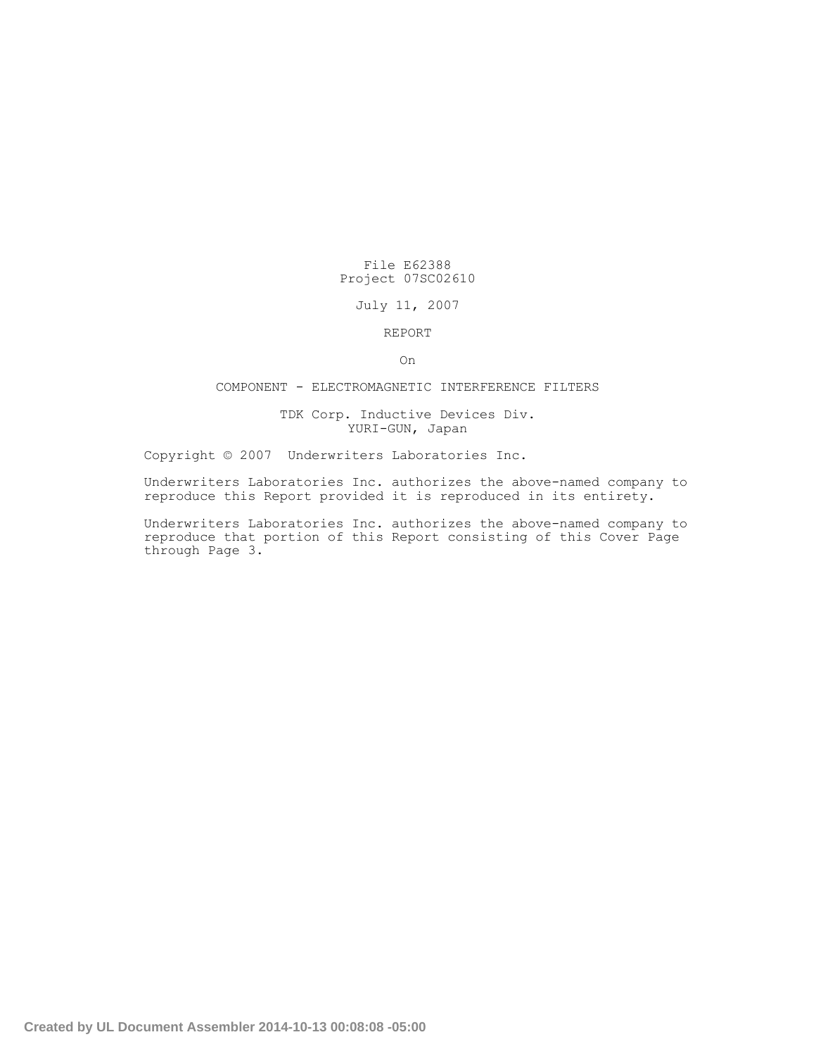File E62388
Project 07SC02610

July 11, 2007

REPORT

On

COMPONENT - ELECTROMAGNETIC INTERFERENCE FILTERS

TDK Corp. Inductive Devices Div.
YURI-GUN, Japan

Copyright © 2007 Underwriters Laboratories Inc.

Underwriters Laboratories Inc. authorizes the above-named company to reproduce this Report provided it is reproduced in its entirety.

Underwriters Laboratories Inc. authorizes the above-named company to reproduce that portion of this Report consisting of this Cover Page through Page 3.

Created by UL Document Assembler 2014-10-13 00:08:08 -05:00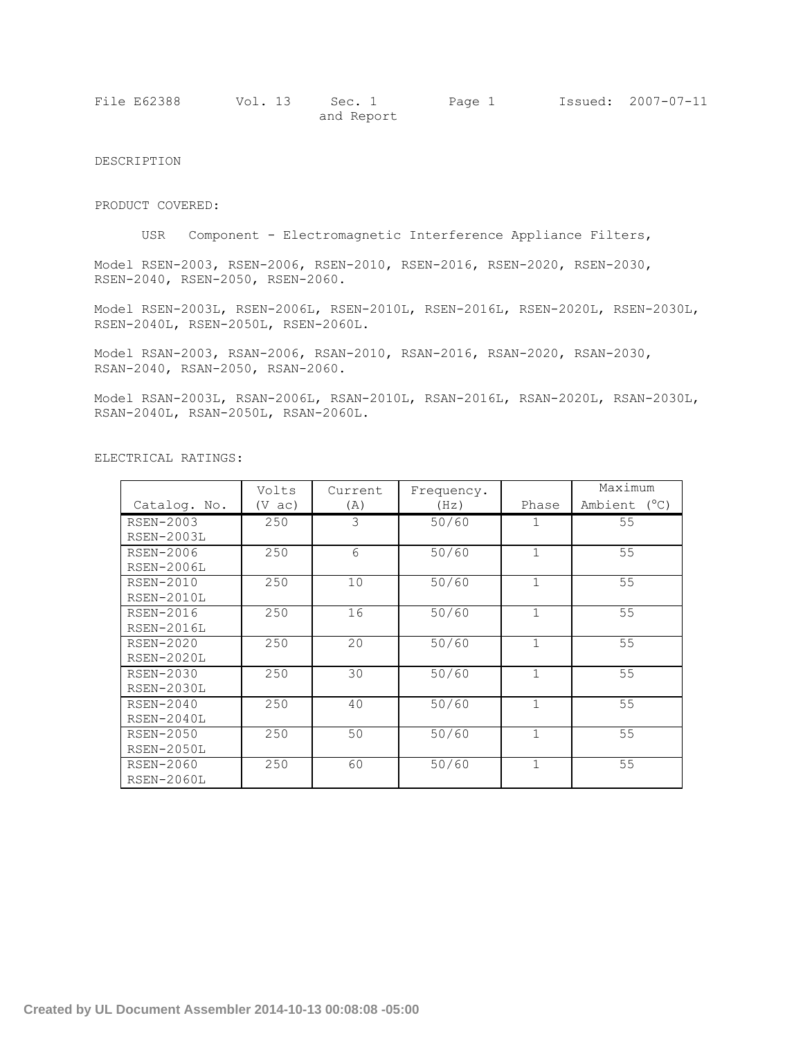DESCRIPTION

PRODUCT COVERED:

USR Component - Electromagnetic Interference Appliance Filters,

Model RSEN-2003, RSEN-2006, RSEN-2010, RSEN-2016, RSEN-2020, RSEN-2030, RSEN-2040, RSEN-2050, RSEN-2060.

Model RSEN-2003L, RSEN-2006L, RSEN-2010L, RSEN-2016L, RSEN-2020L, RSEN-2030L, RSEN-2040L, RSEN-2050L, RSEN-2060L.

Model RSAN-2003, RSAN-2006, RSAN-2010, RSAN-2016, RSAN-2020, RSAN-2030, RSAN-2040, RSAN-2050, RSAN-2060.

Model RSAN-2003L, RSAN-2006L, RSAN-2010L, RSAN-2016L, RSAN-2020L, RSAN-2030L, RSAN-2040L, RSAN-2050L, RSAN-2060L.

ELECTRICAL RATINGS:

| Catalog. No. | Volts (V ac) | Current (A) | Frequency. (Hz) | Phase | Maximum Ambient (°C) |
|---|---|---|---|---|---|
| RSEN-2003 RSEN-2003L | 250 | 3 | 50/60 | 1 | 55 |
| RSEN-2006 RSEN-2006L | 250 | 6 | 50/60 | 1 | 55 |
| RSEN-2010 RSEN-2010L | 250 | 10 | 50/60 | 1 | 55 |
| RSEN-2016 RSEN-2016L | 250 | 16 | 50/60 | 1 | 55 |
| RSEN-2020 RSEN-2020L | 250 | 20 | 50/60 | 1 | 55 |
| RSEN-2030 RSEN-2030L | 250 | 30 | 50/60 | 1 | 55 |
| RSEN-2040 RSEN-2040L | 250 | 40 | 50/60 | 1 | 55 |
| RSEN-2050 RSEN-2050L | 250 | 50 | 50/60 | 1 | 55 |
| RSEN-2060 RSEN-2060L | 250 | 60 | 50/60 | 1 | 55 |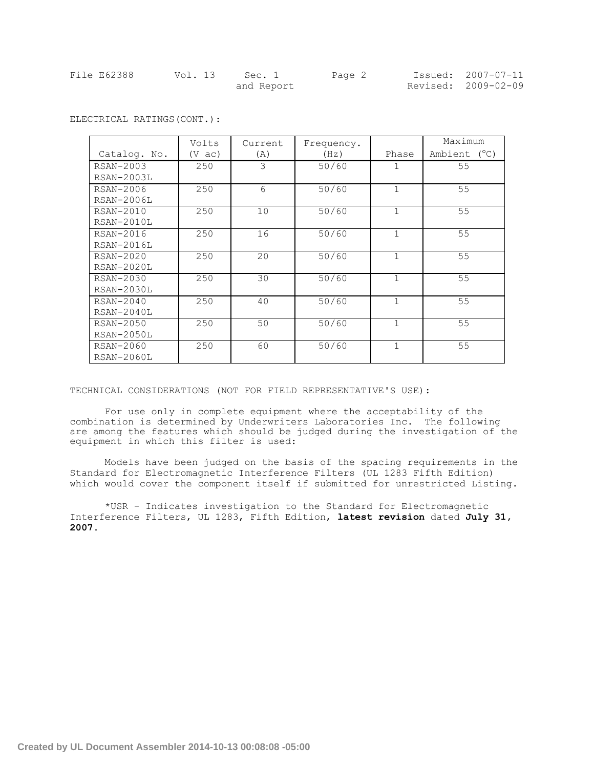ELECTRICAL RATINGS(CONT.):

| Catalog. No. | Volts (V ac) | Current (A) | Frequency. (Hz) | Phase | Maximum Ambient (°C) |
|---|---|---|---|---|---|
| RSAN-2003<br>RSAN-2003L | 250 | 3 | 50/60 | 1 | 55 |
| RSAN-2006<br>RSAN-2006L | 250 | 6 | 50/60 | 1 | 55 |
| RSAN-2010<br>RSAN-2010L | 250 | 10 | 50/60 | 1 | 55 |
| RSAN-2016<br>RSAN-2016L | 250 | 16 | 50/60 | 1 | 55 |
| RSAN-2020<br>RSAN-2020L | 250 | 20 | 50/60 | 1 | 55 |
| RSAN-2030<br>RSAN-2030L | 250 | 30 | 50/60 | 1 | 55 |
| RSAN-2040<br>RSAN-2040L | 250 | 40 | 50/60 | 1 | 55 |
| RSAN-2050<br>RSAN-2050L | 250 | 50 | 50/60 | 1 | 55 |
| RSAN-2060<br>RSAN-2060L | 250 | 60 | 50/60 | 1 | 55 |

TECHNICAL CONSIDERATIONS (NOT FOR FIELD REPRESENTATIVE'S USE):

For use only in complete equipment where the acceptability of the combination is determined by Underwriters Laboratories Inc. The following are among the features which should be judged during the investigation of the equipment in which this filter is used:

Models have been judged on the basis of the spacing requirements in the Standard for Electromagnetic Interference Filters (UL 1283 Fifth Edition) which would cover the component itself if submitted for unrestricted Listing.

*USR - Indicates investigation to the Standard for Electromagnetic Interference Filters, UL 1283, Fifth Edition, **latest revision** dated **July 31, 2007.**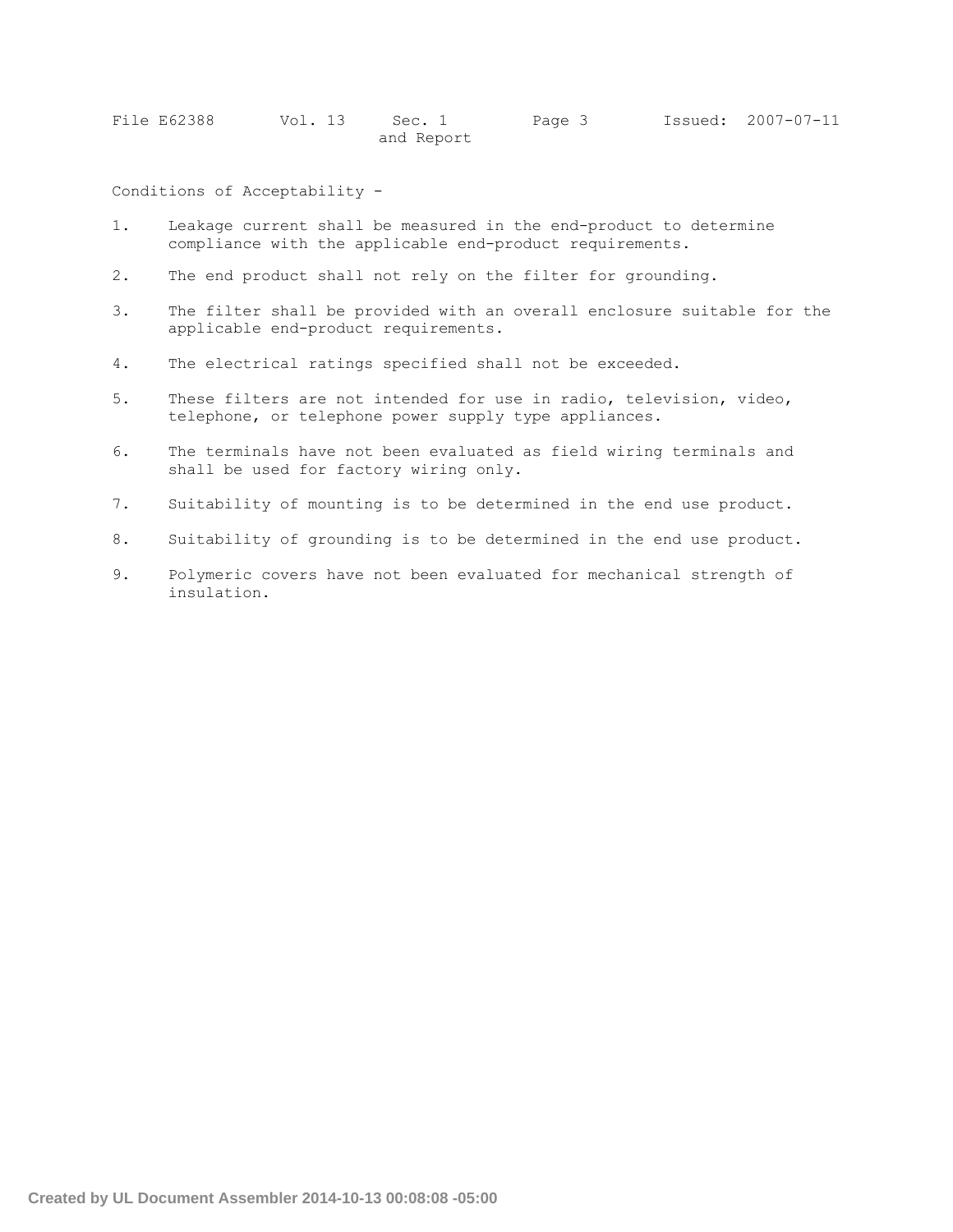Conditions of Acceptability -

1. Leakage current shall be measured in the end-product to determine compliance with the applicable end-product requirements.
2. The end product shall not rely on the filter for grounding.
3. The filter shall be provided with an overall enclosure suitable for the applicable end-product requirements.
4. The electrical ratings specified shall not be exceeded.
5. These filters are not intended for use in radio, television, video, telephone, or telephone power supply type appliances.
6. The terminals have not been evaluated as field wiring terminals and shall be used for factory wiring only.
7. Suitability of mounting is to be determined in the end use product.
8. Suitability of grounding is to be determined in the end use product.
9. Polymeric covers have not been evaluated for mechanical strength of insulation.